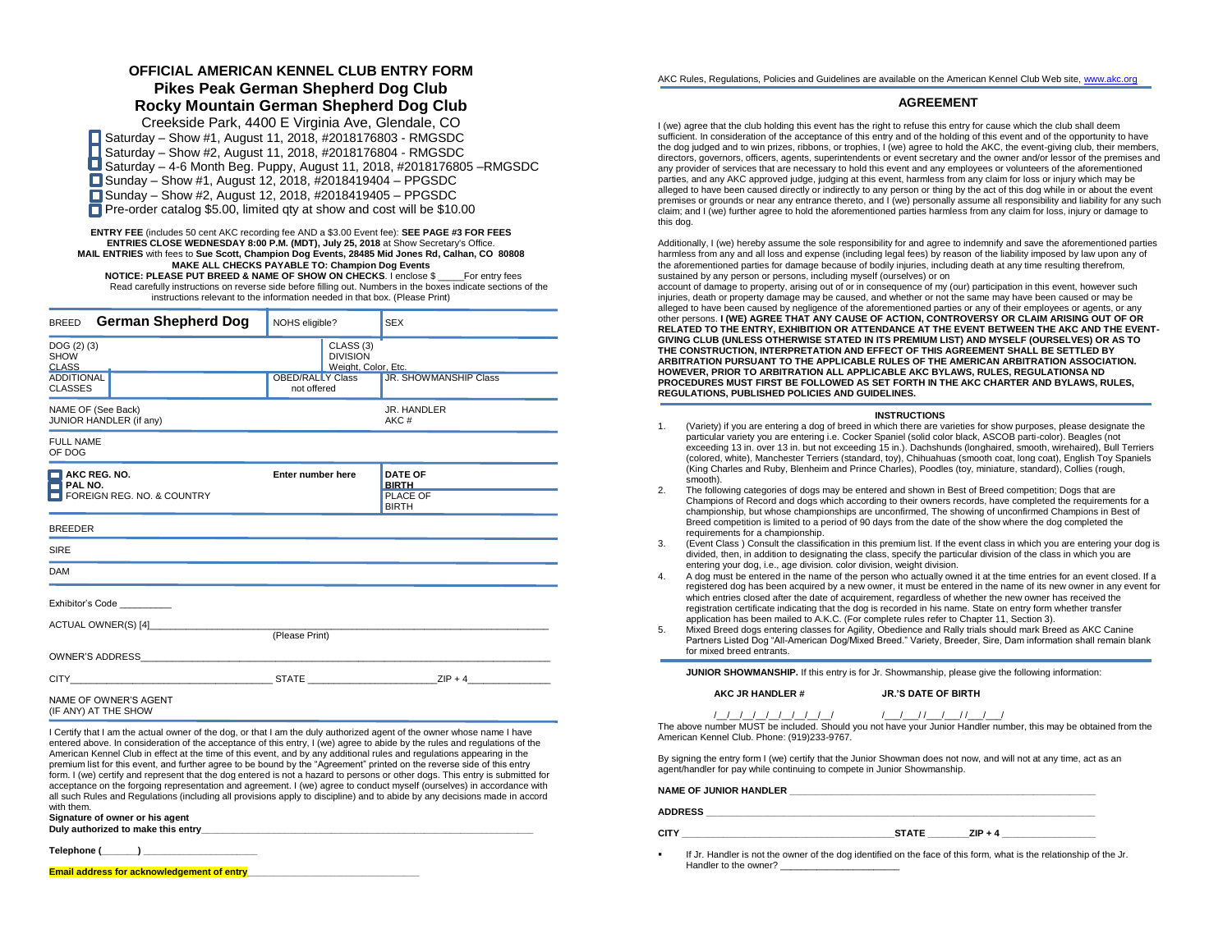# OFFICIAL AMERICAN KENNEL CLUB ENTRY FORM
## Pikes Peak German Shepherd Dog Club
## Rocky Mountain German Shepherd Dog Club

Creekside Park, 4400 E Virginia Ave, Glendale, CO

- ☐ Saturday – Show #1, August 11, 2018, #2018176803 - RMGSDC
- ☐ Saturday – Show #2, August 11, 2018, #2018176804 - RMGSDC
- ☐ Saturday – 4-6 Month Beg. Puppy, August 11, 2018, #2018176805 –RMGSDC
- ☐ Sunday – Show #1, August 12, 2018, #2018419404 – PPGSDC
- ☐ Sunday – Show #2, August 12, 2018, #2018419405 – PPGSDC
- ☐ Pre-order catalog $5.00, limited qty at show and cost will be $10.00

**ENTRY FEE** (includes 50 cent AKC recording fee AND a $3.00 Event fee): **SEE PAGE #3 FOR FEES**
**ENTRIES CLOSE WEDNESDAY 8:00 P.M. (MDT), July 25, 2018** at Show Secretary's Office.
**MAIL ENTRIES** with fees to **Sue Scott, Champion Dog Events, 28485 Mid Jones Rd, Calhan, CO 80808**
**MAKE ALL CHECKS PAYABLE TO: Champion Dog Events**
**NOTICE: PLEASE PUT BREED & NAME OF SHOW ON CHECKS**. I enclose $ _____For entry fees
Read carefully instructions on reverse side before filling out. Numbers in the boxes indicate sections of the instructions relevant to the information needed in that box. (Please Print)

| BREED **German Shepherd Dog** | NOHS eligible? | SEX |
|---|---|---|
| DOG (2) (3) SHOW CLASS | CLASS (3) DIVISION Weight, Color, Etc. | |
| ADDITIONAL CLASSES | OBED/RALLY Class not offered | JR. SHOWMANSHIP Class |
| NAME OF (See Back) JUNIOR HANDLER (if any) | | JR. HANDLER AKC # |
| FULL NAME OF DOG | | |
| ☐ AKC REG. NO. ☐ PAL NO. ☐ FOREIGN REG. NO. & COUNTRY | Enter number here | DATE OF BIRTH / PLACE OF BIRTH |
| BREEDER | | |
| SIRE | | |
| DAM | | |

Exhibitor's Code __________

ACTUAL OWNER(S) [4]______________________________________________
(Please Print)

OWNER'S ADDRESS______________________________________________

CITY_____________________ STATE _______________ZIP + 4_______________

NAME OF OWNER'S AGENT (IF ANY) AT THE SHOW

I Certify that I am the actual owner of the dog, or that I am the duly authorized agent of the owner whose name I have entered above. In consideration of the acceptance of this entry, I (we) agree to abide by the rules and regulations of the American Kennel Club in effect at the time of this event, and by any additional rules and regulations appearing in the premium list for this event, and further agree to be bound by the "Agreement" printed on the reverse side of this entry form. I (we) certify and represent that the dog entered is not a hazard to persons or other dogs. This entry is submitted for acceptance on the forgoing representation and agreement. I (we) agree to conduct myself (ourselves) in accordance with all such Rules and Regulations (including all provisions apply to discipline) and to abide by any decisions made in accord with them.

**Signature of owner or his agent**
**Duly authorized to make this entry**______________________________________________

**Telephone (_______)** _____________________

**Email address for acknowledgement of entry**________________________________

AKC Rules, Regulations, Policies and Guidelines are available on the American Kennel Club Web site, www.akc.org

## AGREEMENT

I (we) agree that the club holding this event has the right to refuse this entry for cause which the club shall deem sufficient. In consideration of the acceptance of this entry and of the holding of this event and of the opportunity to have the dog judged and to win prizes, ribbons, or trophies, I (we) agree to hold the AKC, the event-giving club, their members, directors, governors, officers, agents, superintendents or event secretary and the owner and/or lessor of the premises and any provider of services that are necessary to hold this event and any employees or volunteers of the aforementioned parties, and any AKC approved judge, judging at this event, harmless from any claim for loss or injury which may be alleged to have been caused directly or indirectly to any person or thing by the act of this dog while in or about the event premises or grounds or near any entrance thereto, and I (we) personally assume all responsibility and liability for any such claim; and I (we) further agree to hold the aforementioned parties harmless from any claim for loss, injury or damage to this dog.

Additionally, I (we) hereby assume the sole responsibility for and agree to indemnify and save the aforementioned parties harmless from any and all loss and expense (including legal fees) by reason of the liability imposed by law upon any of the aforementioned parties for damage because of bodily injuries, including death at any time resulting therefrom, sustained by any person or persons, including myself (ourselves) or on account of damage to property, arising out of or in consequence of my (our) participation in this event, however such injuries, death or property damage may be caused, and whether or not the same may have been caused or may be alleged to have been caused by negligence of the aforementioned parties or any of their employees or agents, or any other persons. **I (WE) AGREE THAT ANY CAUSE OF ACTION, CONTROVERSY OR CLAIM ARISING OUT OF OR RELATED TO THE ENTRY, EXHIBITION OR ATTENDANCE AT THE EVENT BETWEEN THE AKC AND THE EVENT-GIVING CLUB (UNLESS OTHERWISE STATED IN ITS PREMIUM LIST) AND MYSELF (OURSELVES) OR AS TO THE CONSTRUCTION, INTERPRETATION AND EFFECT OF THIS AGREEMENT SHALL BE SETTLED BY ARBITRATION PURSUANT TO THE APPLICABLE RULES OF THE AMERICAN ARBITRATION ASSOCIATION. HOWEVER, PRIOR TO ARBITRATION ALL APPLICABLE AKC BYLAWS, RULES, REGULATIONSA ND PROCEDURES MUST FIRST BE FOLLOWED AS SET FORTH IN THE AKC CHARTER AND BYLAWS, RULES, REGULATIONS, PUBLISHED POLICIES AND GUIDELINES.**

### INSTRUCTIONS

1. (Variety) if you are entering a dog of breed in which there are varieties for show purposes, please designate the particular variety you are entering i.e. Cocker Spaniel (solid color black, ASCOB parti-color). Beagles (not exceeding 13 in. over 13 in. but not exceeding 15 in.). Dachshunds (longhaired, smooth, wirehaired), Bull Terriers (colored, white), Manchester Terriers (standard, toy), Chihuahuas (smooth coat, long coat), English Toy Spaniels (King Charles and Ruby, Blenheim and Prince Charles), Poodles (toy, miniature, standard), Collies (rough, smooth).
2. The following categories of dogs may be entered and shown in Best of Breed competition; Dogs that are Champions of Record and dogs which according to their owners records, have completed the requirements for a championship, but whose championships are unconfirmed, The showing of unconfirmed Champions in Best of Breed competition is limited to a period of 90 days from the date of the show where the dog completed the requirements for a championship.
3. (Event Class ) Consult the classification in this premium list. If the event class in which you are entering your dog is divided, then, in addition to designating the class, specify the particular division of the class in which you are entering your dog, i.e., age division. color division, weight division.
4. A dog must be entered in the name of the person who actually owned it at the time entries for an event closed. If a registered dog has been acquired by a new owner, it must be entered in the name of its new owner in any event for which entries closed after the date of acquirement, regardless of whether the new owner has received the registration certificate indicating that the dog is recorded in his name. State on entry form whether transfer application has been mailed to A.K.C. (For complete rules refer to Chapter 11, Section 3).
5. Mixed Breed dogs entering classes for Agility, Obedience and Rally trials should mark Breed as AKC Canine Partners Listed Dog "All-American Dog/Mixed Breed." Variety, Breeder, Sire, Dam information shall remain blank for mixed breed entrants.

**JUNIOR SHOWMANSHIP.** If this entry is for Jr. Showmanship, please give the following information:

**AKC JR HANDLER #** /__/__/__/__/__/__/__/__/__/ **JR.'S DATE OF BIRTH** /___/___/ /___/___/ /___/___/

The above number MUST be included. Should you not have your Junior Handler number, this may be obtained from the American Kennel Club. Phone: (919)233-9767.

By signing the entry form I (we) certify that the Junior Showman does not now, and will not at any time, act as an agent/handler for pay while continuing to compete in Junior Showmanship.

**NAME OF JUNIOR HANDLER** ______________________________________________

**ADDRESS** ______________________________________________

**CITY** ______________________________ **STATE** ________ **ZIP + 4** ________________

- If Jr. Handler is not the owner of the dog identified on the face of this form, what is the relationship of the Jr. Handler to the owner? ______________________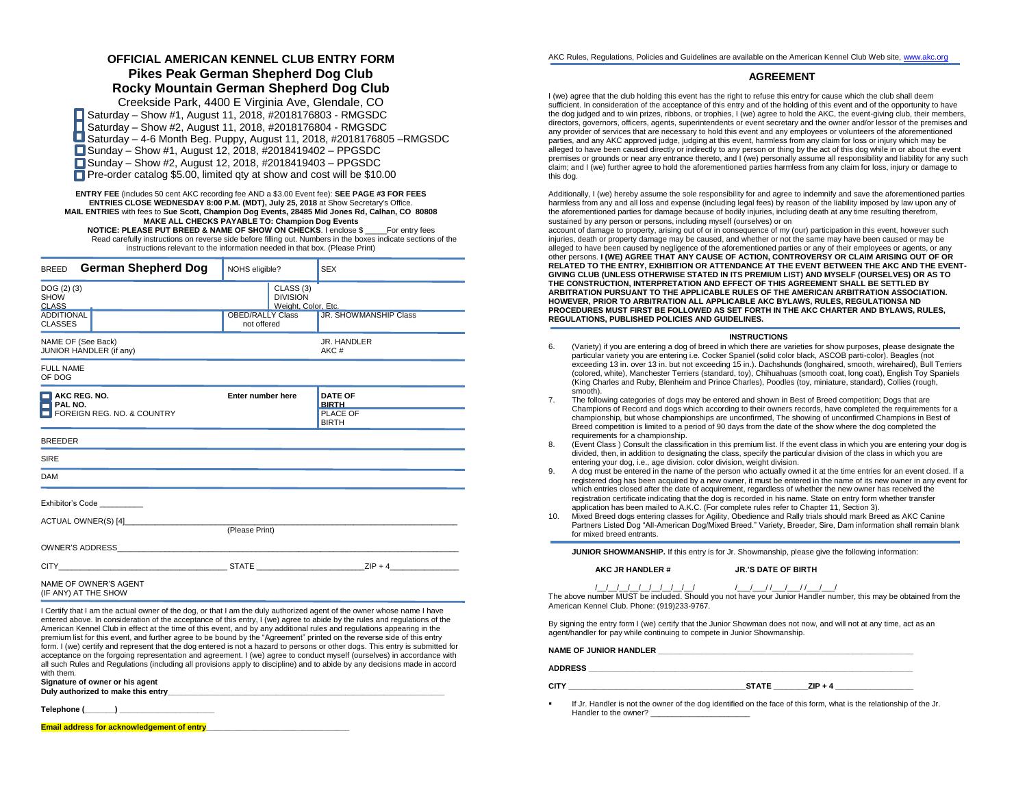# OFFICIAL AMERICAN KENNEL CLUB ENTRY FORM

## Pikes Peak German Shepherd Dog Club
## Rocky Mountain German Shepherd Dog Club

Creekside Park, 4400 E Virginia Ave, Glendale, CO

- Saturday – Show #1, August 11, 2018, #2018176803 - RMGSDC
- Saturday – Show #2, August 11, 2018, #2018176804 - RMGSDC
- Saturday – 4-6 Month Beg. Puppy, August 11, 2018, #2018176805 –RMGSDC
- Sunday – Show #1, August 12, 2018, #2018419402 – PPGSDC
- Sunday – Show #2, August 12, 2018, #2018419403 – PPGSDC
- Pre-order catalog $5.00, limited qty at show and cost will be $10.00

**ENTRY FEE** (includes 50 cent AKC recording fee AND a $3.00 Event fee): **SEE PAGE #3 FOR FEES**
**ENTRIES CLOSE WEDNESDAY 8:00 P.M. (MDT), July 25, 2018** at Show Secretary's Office.
**MAIL ENTRIES** with fees to **Sue Scott, Champion Dog Events, 28485 Mid Jones Rd, Calhan, CO 80808**
**MAKE ALL CHECKS PAYABLE TO: Champion Dog Events**
**NOTICE: PLEASE PUT BREED & NAME OF SHOW ON CHECKS**. I enclose $ _____For entry fees
Read carefully instructions on reverse side before filling out. Numbers in the boxes indicate sections of the instructions relevant to the information needed in that box. (Please Print)

| | | | |
|---|---|---|---|
| BREED **German Shepherd Dog** | NOHS eligible? | | SEX |
| DOG (2) (3) SHOW CLASS | | CLASS (3) DIVISION Weight, Color, Etc. | |
| ADDITIONAL CLASSES | OBED/RALLY Class not offered | | JR. SHOWMANSHIP Class |
| NAME OF (See Back) JUNIOR HANDLER (if any) | | | JR. HANDLER AKC # |
| FULL NAME OF DOG | | | |
| ☐ **AKC REG. NO.** ☐ **PAL NO.** ☐ FOREIGN REG. NO. & COUNTRY | **Enter number here** | | **DATE OF BIRTH** / PLACE OF BIRTH |
| BREEDER | | | |
| SIRE | | | |
| DAM | | | |

Exhibitor's Code __________

ACTUAL OWNER(S) [4]_______________________________________________
(Please Print)

OWNER'S ADDRESS_______________________________________________

CITY_______________________ STATE _______________ZIP + 4_______________

NAME OF OWNER'S AGENT
(IF ANY) AT THE SHOW

I Certify that I am the actual owner of the dog, or that I am the duly authorized agent of the owner whose name I have entered above. In consideration of the acceptance of this entry, I (we) agree to abide by the rules and regulations of the American Kennel Club in effect at the time of this event, and by any additional rules and regulations appearing in the premium list for this event, and further agree to be bound by the "Agreement" printed on the reverse side of this entry form. I (we) certify and represent that the dog entered is not a hazard to persons or other dogs. This entry is submitted for acceptance on the forgoing representation and agreement. I (we) agree to conduct myself (ourselves) in accordance with all such Rules and Regulations (including all provisions apply to discipline) and to abide by any decisions made in accord with them.

**Signature of owner or his agent**
**Duly authorized to make this entry**_______________________________________________

**Telephone (_______) ____________________**

**Email address for acknowledgement of entry**_______________________________

AKC Rules, Regulations, Policies and Guidelines are available on the American Kennel Club Web site, www.akc.org

## AGREEMENT

I (we) agree that the club holding this event has the right to refuse this entry for cause which the club shall deem sufficient. In consideration of the acceptance of this entry and of the holding of this event and of the opportunity to have the dog judged and to win prizes, ribbons, or trophies, I (we) agree to hold the AKC, the event-giving club, their members, directors, governors, officers, agents, superintendents or event secretary and the owner and/or lessor of the premises and any provider of services that are necessary to hold this event and any employees or volunteers of the aforementioned parties, and any AKC approved judge, judging at this event, harmless from any claim for loss or injury which may be alleged to have been caused directly or indirectly to any person or thing by the act of this dog while in or about the event premises or grounds or near any entrance thereto, and I (we) personally assume all responsibility and liability for any such claim; and I (we) further agree to hold the aforementioned parties harmless from any claim for loss, injury or damage to this dog.

Additionally, I (we) hereby assume the sole responsibility for and agree to indemnify and save the aforementioned parties harmless from any and all loss and expense (including legal fees) by reason of the liability imposed by law upon any of the aforementioned parties for damage because of bodily injuries, including death at any time resulting therefrom, sustained by any person or persons, including myself (ourselves) or on account of damage to property, arising out of or in consequence of my (our) participation in this event, however such injuries, death or property damage may be caused, and whether or not the same may have been caused or may be alleged to have been caused by negligence of the aforementioned parties or any of their employees or agents, or any other persons. **I (WE) AGREE THAT ANY CAUSE OF ACTION, CONTROVERSY OR CLAIM ARISING OUT OF OR RELATED TO THE ENTRY, EXHIBITION OR ATTENDANCE AT THE EVENT BETWEEN THE AKC AND THE EVENT-GIVING CLUB (UNLESS OTHERWISE STATED IN ITS PREMIUM LIST) AND MYSELF (OURSELVES) OR AS TO THE CONSTRUCTION, INTERPRETATION AND EFFECT OF THIS AGREEMENT SHALL BE SETTLED BY ARBITRATION PURSUANT TO THE APPLICABLE RULES OF THE AMERICAN ARBITRATION ASSOCIATION. HOWEVER, PRIOR TO ARBITRATION ALL APPLICABLE AKC BYLAWS, RULES, REGULATIONSA ND PROCEDURES MUST FIRST BE FOLLOWED AS SET FORTH IN THE AKC CHARTER AND BYLAWS, RULES, REGULATIONS, PUBLISHED POLICIES AND GUIDELINES.**

### INSTRUCTIONS

6. (Variety) if you are entering a dog of breed in which there are varieties for show purposes, please designate the particular variety you are entering i.e. Cocker Spaniel (solid color black, ASCOB parti-color). Beagles (not exceeding 13 in. over 13 in. but not exceeding 15 in.). Dachshunds (longhaired, smooth, wirehaired), Bull Terriers (colored, white), Manchester Terriers (standard, toy), Chihuahuas (smooth coat, long coat), English Toy Spaniels (King Charles and Ruby, Blenheim and Prince Charles), Poodles (toy, miniature, standard), Collies (rough, smooth).
7. The following categories of dogs may be entered and shown in Best of Breed competition; Dogs that are Champions of Record and dogs which according to their owners records, have completed the requirements for a championship, but whose championships are unconfirmed, The showing of unconfirmed Champions in Best of Breed competition is limited to a period of 90 days from the date of the show where the dog completed the requirements for a championship.
8. (Event Class ) Consult the classification in this premium list. If the event class in which you are entering your dog is divided, then, in addition to designating the class, specify the particular division of the class in which you are entering your dog, i.e., age division. color division, weight division.
9. A dog must be entered in the name of the person who actually owned it at the time entries for an event closed. If a registered dog has been acquired by a new owner, it must be entered in the name of its new owner in any event for which entries closed after the date of acquirement, regardless of whether the new owner has received the registration certificate indicating that the dog is recorded in his name. State on entry form whether transfer application has been mailed to A.K.C. (For complete rules refer to Chapter 11, Section 3).
10. Mixed Breed dogs entering classes for Agility, Obedience and Rally trials should mark Breed as AKC Canine Partners Listed Dog "All-American Dog/Mixed Breed." Variety, Breeder, Sire, Dam information shall remain blank for mixed breed entrants.

**JUNIOR SHOWMANSHIP.** If this entry is for Jr. Showmanship, please give the following information:

**AKC JR HANDLER #** /__/__/__/__/__/__/__/__/__/ **JR.'S DATE OF BIRTH** /___/___/ /___/___/ /___/___/

The above number MUST be included. Should you not have your Junior Handler number, this may be obtained from the American Kennel Club. Phone: (919)233-9767.

By signing the entry form I (we) certify that the Junior Showman does not now, and will not at any time, act as an agent/handler for pay while continuing to compete in Junior Showmanship.

**NAME OF JUNIOR HANDLER** _______________________________________________

**ADDRESS** _______________________________________________

**CITY** _______________________________ **STATE** ________ **ZIP + 4** _______________

- If Jr. Handler is not the owner of the dog identified on the face of this form, what is the relationship of the Jr. Handler to the owner? ______________________